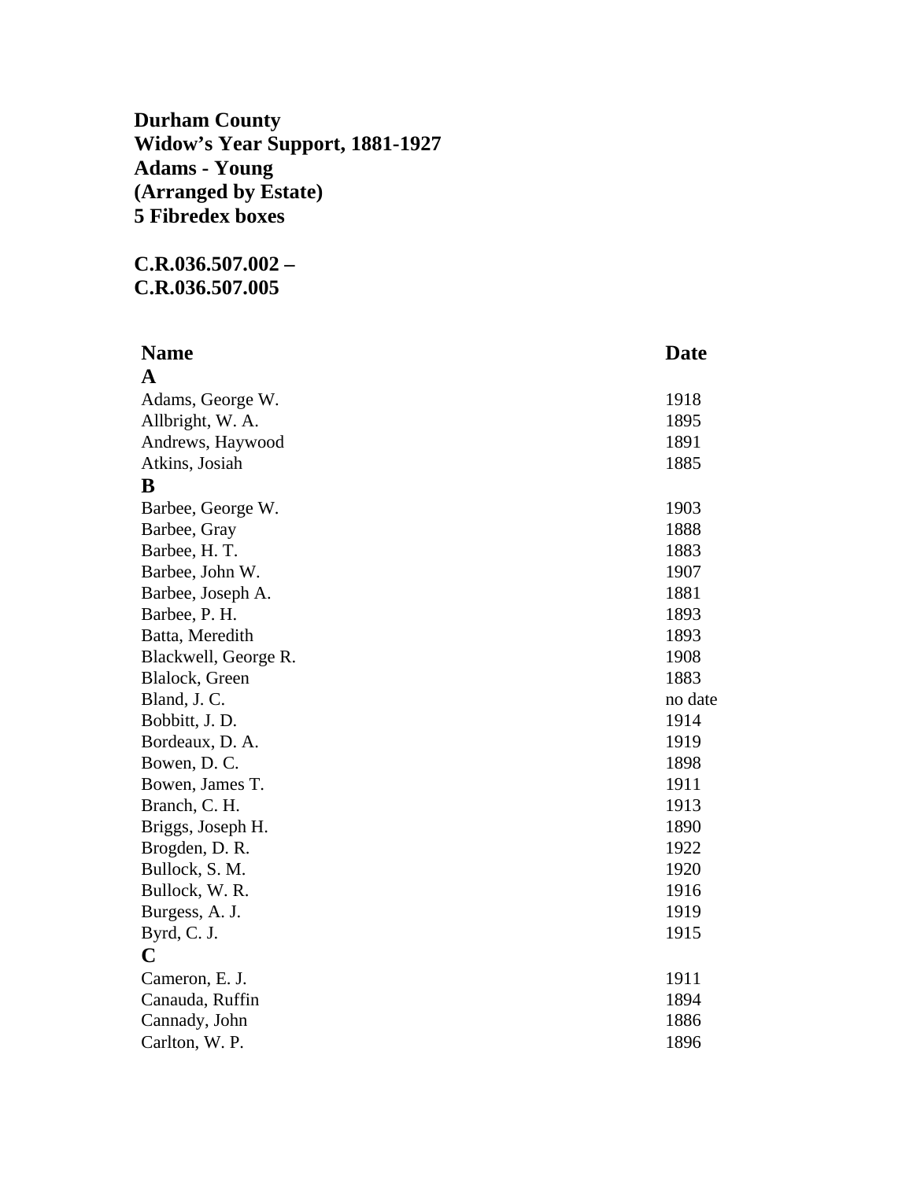**Durham County**
**Widow's Year Support, 1881-1927**
**Adams - Young**
**(Arranged by Estate)**
**5 Fibredex boxes**

**C.R.036.507.002 –**
**C.R.036.507.005**

| Name | Date |
|---|---|
| **A** | |
| Adams, George W. | 1918 |
| Allbright, W. A. | 1895 |
| Andrews, Haywood | 1891 |
| Atkins, Josiah | 1885 |
| **B** | |
| Barbee, George W. | 1903 |
| Barbee, Gray | 1888 |
| Barbee, H. T. | 1883 |
| Barbee, John W. | 1907 |
| Barbee, Joseph A. | 1881 |
| Barbee, P. H. | 1893 |
| Batta, Meredith | 1893 |
| Blackwell, George R. | 1908 |
| Blalock, Green | 1883 |
| Bland, J. C. | no date |
| Bobbitt, J. D. | 1914 |
| Bordeaux, D. A. | 1919 |
| Bowen, D. C. | 1898 |
| Bowen, James T. | 1911 |
| Branch, C. H. | 1913 |
| Briggs, Joseph H. | 1890 |
| Brogden, D. R. | 1922 |
| Bullock, S. M. | 1920 |
| Bullock, W. R. | 1916 |
| Burgess, A. J. | 1919 |
| Byrd, C. J. | 1915 |
| **C** | |
| Cameron, E. J. | 1911 |
| Canauda, Ruffin | 1894 |
| Cannady, John | 1886 |
| Carlton, W. P. | 1896 |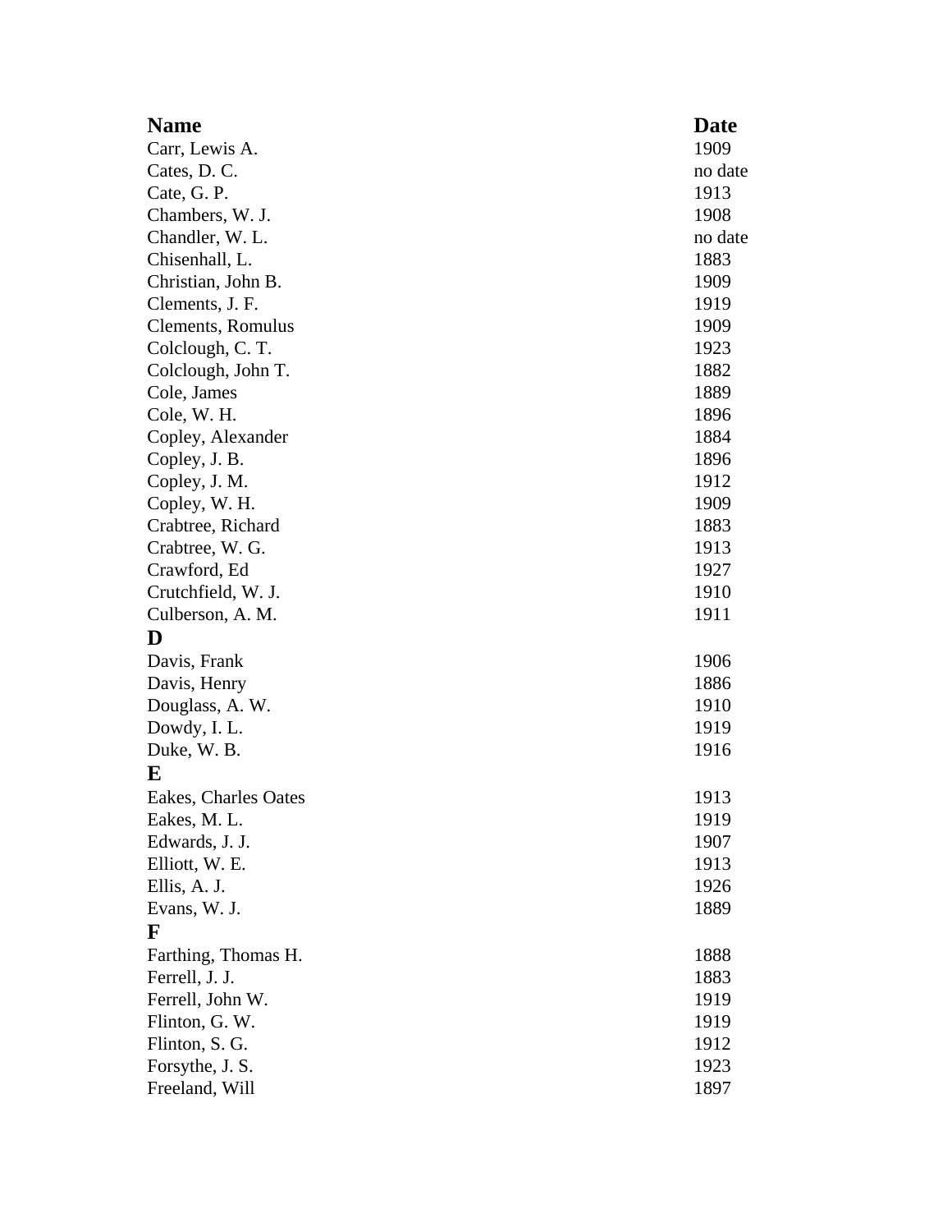| Name | Date |
|---|---|
| Carr, Lewis A. | 1909 |
| Cates, D. C. | no date |
| Cate, G. P. | 1913 |
| Chambers, W. J. | 1908 |
| Chandler, W. L. | no date |
| Chisenhall, L. | 1883 |
| Christian, John B. | 1909 |
| Clements, J. F. | 1919 |
| Clements, Romulus | 1909 |
| Colclough, C. T. | 1923 |
| Colclough, John T. | 1882 |
| Cole, James | 1889 |
| Cole, W. H. | 1896 |
| Copley, Alexander | 1884 |
| Copley, J. B. | 1896 |
| Copley, J. M. | 1912 |
| Copley, W. H. | 1909 |
| Crabtree, Richard | 1883 |
| Crabtree, W. G. | 1913 |
| Crawford, Ed | 1927 |
| Crutchfield, W. J. | 1910 |
| Culberson, A. M. | 1911 |
| **D** | |
| Davis, Frank | 1906 |
| Davis, Henry | 1886 |
| Douglass, A. W. | 1910 |
| Dowdy, I. L. | 1919 |
| Duke, W. B. | 1916 |
| **E** | |
| Eakes, Charles Oates | 1913 |
| Eakes, M. L. | 1919 |
| Edwards, J. J. | 1907 |
| Elliott, W. E. | 1913 |
| Ellis, A. J. | 1926 |
| Evans, W. J. | 1889 |
| **F** | |
| Farthing, Thomas H. | 1888 |
| Ferrell, J. J. | 1883 |
| Ferrell, John W. | 1919 |
| Flinton, G. W. | 1919 |
| Flinton, S. G. | 1912 |
| Forsythe, J. S. | 1923 |
| Freeland, Will | 1897 |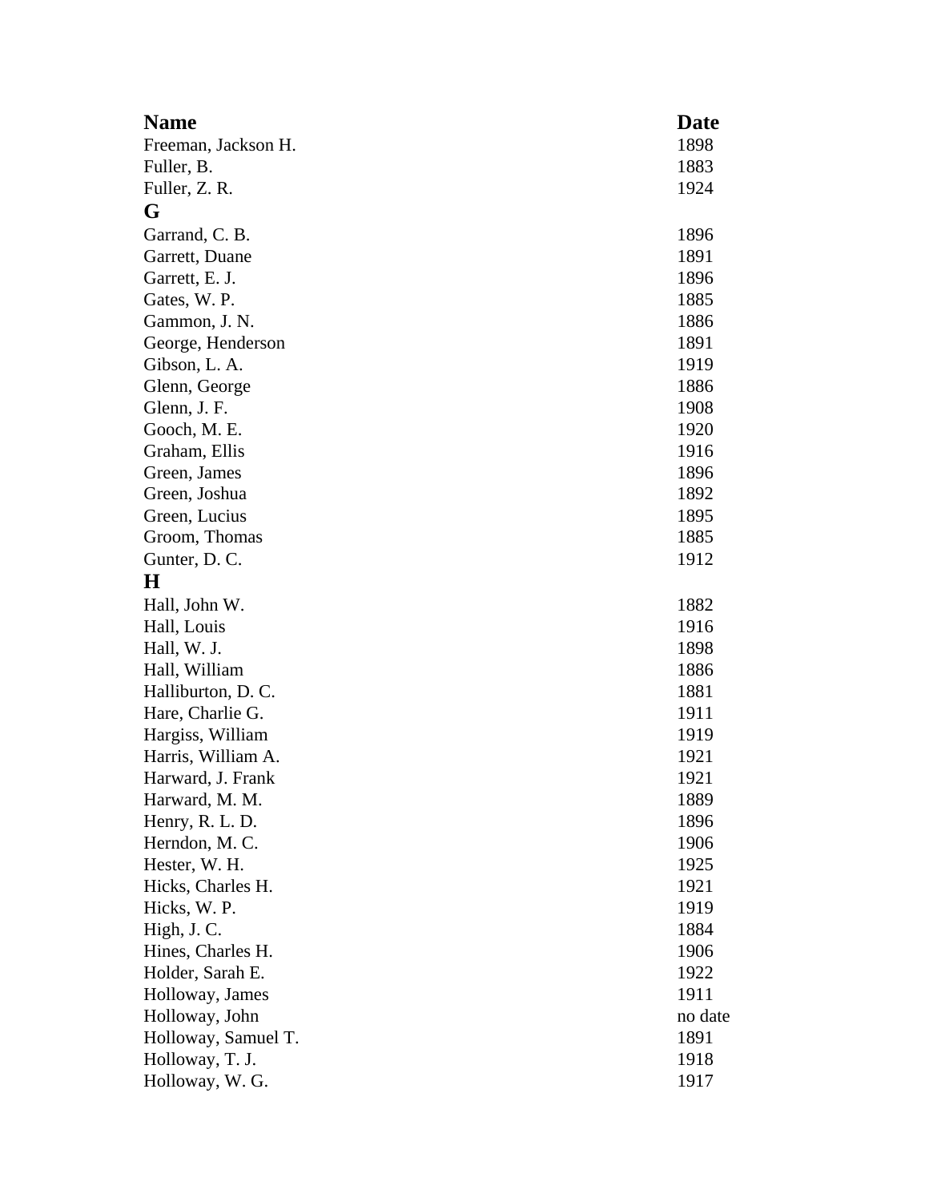| Name | Date |
|---|---|
| Freeman, Jackson H. | 1898 |
| Fuller, B. | 1883 |
| Fuller, Z. R. | 1924 |
| **G** | |
| Garrand, C. B. | 1896 |
| Garrett, Duane | 1891 |
| Garrett, E. J. | 1896 |
| Gates, W. P. | 1885 |
| Gammon, J. N. | 1886 |
| George, Henderson | 1891 |
| Gibson, L. A. | 1919 |
| Glenn, George | 1886 |
| Glenn, J. F. | 1908 |
| Gooch, M. E. | 1920 |
| Graham, Ellis | 1916 |
| Green, James | 1896 |
| Green, Joshua | 1892 |
| Green, Lucius | 1895 |
| Groom, Thomas | 1885 |
| Gunter, D. C. | 1912 |
| **H** | |
| Hall, John W. | 1882 |
| Hall, Louis | 1916 |
| Hall, W. J. | 1898 |
| Hall, William | 1886 |
| Halliburton, D. C. | 1881 |
| Hare, Charlie G. | 1911 |
| Hargiss, William | 1919 |
| Harris, William A. | 1921 |
| Harward, J. Frank | 1921 |
| Harward, M. M. | 1889 |
| Henry, R. L. D. | 1896 |
| Herndon, M. C. | 1906 |
| Hester, W. H. | 1925 |
| Hicks, Charles H. | 1921 |
| Hicks, W. P. | 1919 |
| High, J. C. | 1884 |
| Hines, Charles H. | 1906 |
| Holder, Sarah E. | 1922 |
| Holloway, James | 1911 |
| Holloway, John | no date |
| Holloway, Samuel T. | 1891 |
| Holloway, T. J. | 1918 |
| Holloway, W. G. | 1917 |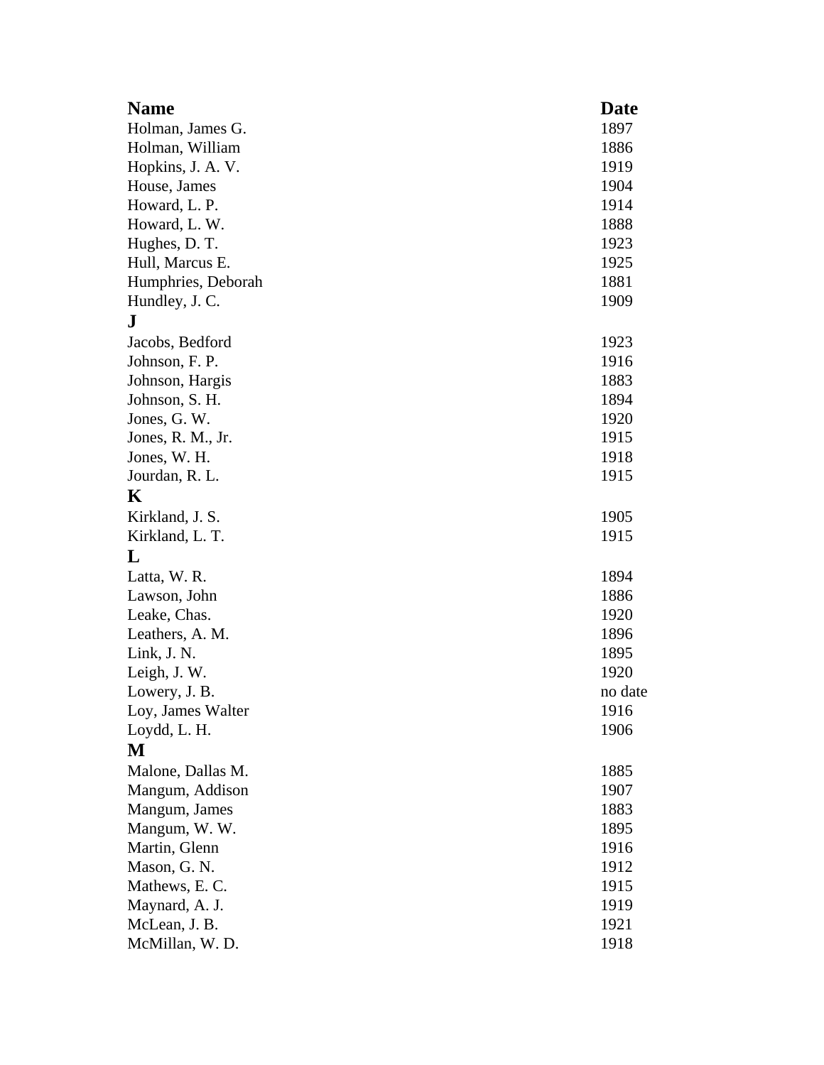| Name | Date |
| --- | --- |
| Holman, James G. | 1897 |
| Holman, William | 1886 |
| Hopkins, J. A. V. | 1919 |
| House, James | 1904 |
| Howard, L. P. | 1914 |
| Howard, L. W. | 1888 |
| Hughes, D. T. | 1923 |
| Hull, Marcus E. | 1925 |
| Humphries, Deborah | 1881 |
| Hundley, J. C. | 1909 |
| **J** | |
| Jacobs, Bedford | 1923 |
| Johnson, F. P. | 1916 |
| Johnson, Hargis | 1883 |
| Johnson, S. H. | 1894 |
| Jones, G. W. | 1920 |
| Jones, R. M., Jr. | 1915 |
| Jones, W. H. | 1918 |
| Jourdan, R. L. | 1915 |
| **K** | |
| Kirkland, J. S. | 1905 |
| Kirkland, L. T. | 1915 |
| **L** | |
| Latta, W. R. | 1894 |
| Lawson, John | 1886 |
| Leake, Chas. | 1920 |
| Leathers, A. M. | 1896 |
| Link, J. N. | 1895 |
| Leigh, J. W. | 1920 |
| Lowery, J. B. | no date |
| Loy, James Walter | 1916 |
| Loydd, L. H. | 1906 |
| **M** | |
| Malone, Dallas M. | 1885 |
| Mangum, Addison | 1907 |
| Mangum, James | 1883 |
| Mangum, W. W. | 1895 |
| Martin, Glenn | 1916 |
| Mason, G. N. | 1912 |
| Mathews, E. C. | 1915 |
| Maynard, A. J. | 1919 |
| McLean, J. B. | 1921 |
| McMillan, W. D. | 1918 |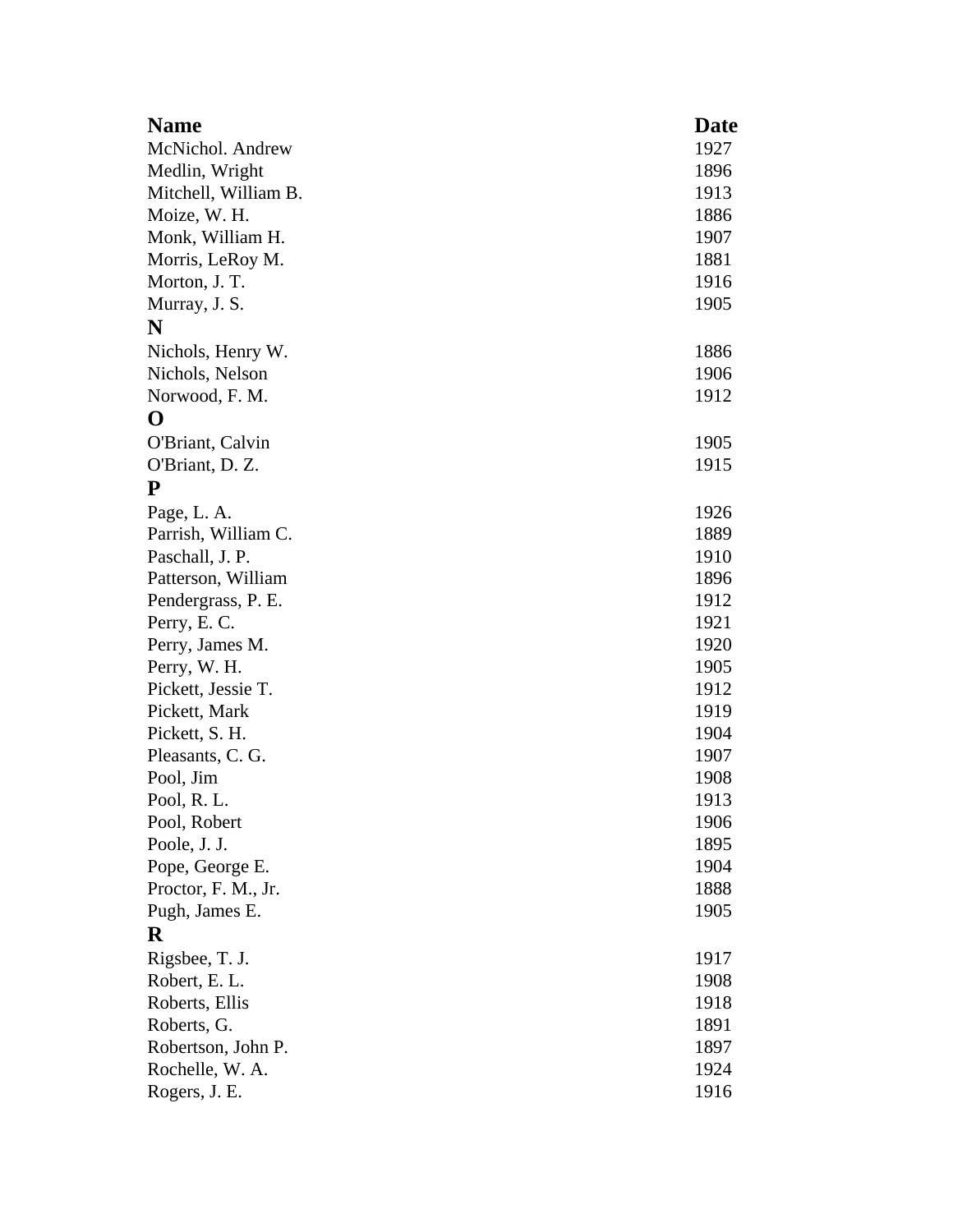| Name | Date |
|---|---|
| McNichol. Andrew | 1927 |
| Medlin, Wright | 1896 |
| Mitchell, William B. | 1913 |
| Moize, W. H. | 1886 |
| Monk, William H. | 1907 |
| Morris, LeRoy M. | 1881 |
| Morton, J. T. | 1916 |
| Murray, J. S. | 1905 |
| **N** | |
| Nichols, Henry W. | 1886 |
| Nichols, Nelson | 1906 |
| Norwood, F. M. | 1912 |
| **O** | |
| O'Briant, Calvin | 1905 |
| O'Briant, D. Z. | 1915 |
| **P** | |
| Page, L. A. | 1926 |
| Parrish, William C. | 1889 |
| Paschall, J. P. | 1910 |
| Patterson, William | 1896 |
| Pendergrass, P. E. | 1912 |
| Perry, E. C. | 1921 |
| Perry, James M. | 1920 |
| Perry, W. H. | 1905 |
| Pickett, Jessie T. | 1912 |
| Pickett, Mark | 1919 |
| Pickett, S. H. | 1904 |
| Pleasants, C. G. | 1907 |
| Pool, Jim | 1908 |
| Pool, R. L. | 1913 |
| Pool, Robert | 1906 |
| Poole, J. J. | 1895 |
| Pope, George E. | 1904 |
| Proctor, F. M., Jr. | 1888 |
| Pugh, James E. | 1905 |
| **R** | |
| Rigsbee, T. J. | 1917 |
| Robert, E. L. | 1908 |
| Roberts, Ellis | 1918 |
| Roberts, G. | 1891 |
| Robertson, John P. | 1897 |
| Rochelle, W. A. | 1924 |
| Rogers, J. E. | 1916 |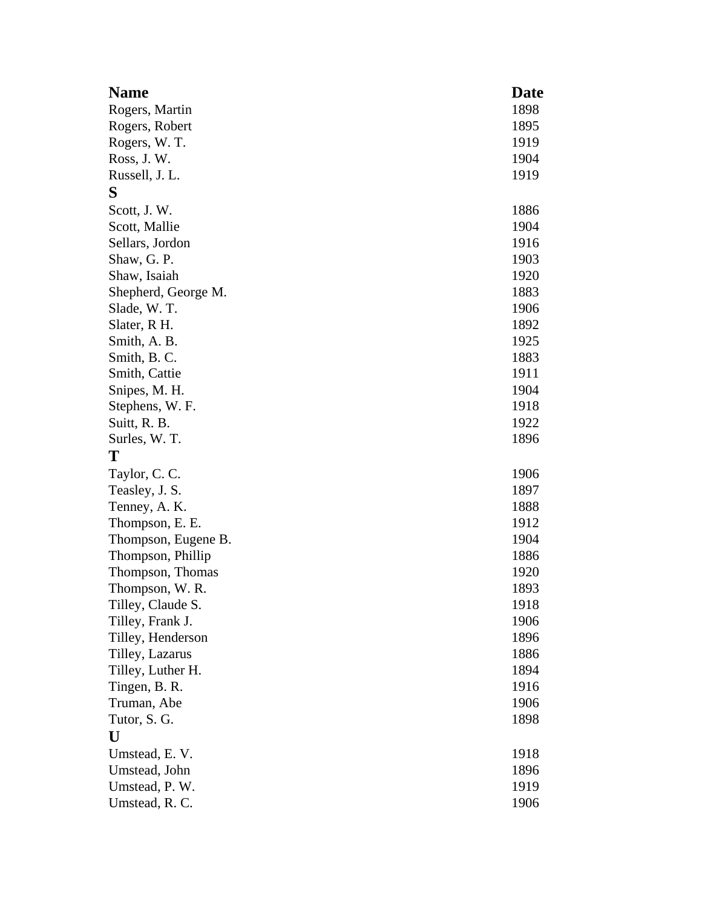| Name | Date |
|---|---|
| Rogers, Martin | 1898 |
| Rogers, Robert | 1895 |
| Rogers, W. T. | 1919 |
| Ross, J. W. | 1904 |
| Russell, J. L. | 1919 |
| **S** | |
| Scott, J. W. | 1886 |
| Scott, Mallie | 1904 |
| Sellars, Jordon | 1916 |
| Shaw, G. P. | 1903 |
| Shaw, Isaiah | 1920 |
| Shepherd, George M. | 1883 |
| Slade, W. T. | 1906 |
| Slater, R H. | 1892 |
| Smith, A. B. | 1925 |
| Smith, B. C. | 1883 |
| Smith, Cattie | 1911 |
| Snipes, M. H. | 1904 |
| Stephens, W. F. | 1918 |
| Suitt, R. B. | 1922 |
| Surles, W. T. | 1896 |
| **T** | |
| Taylor, C. C. | 1906 |
| Teasley, J. S. | 1897 |
| Tenney, A. K. | 1888 |
| Thompson, E. E. | 1912 |
| Thompson, Eugene B. | 1904 |
| Thompson, Phillip | 1886 |
| Thompson, Thomas | 1920 |
| Thompson, W. R. | 1893 |
| Tilley, Claude S. | 1918 |
| Tilley, Frank J. | 1906 |
| Tilley, Henderson | 1896 |
| Tilley, Lazarus | 1886 |
| Tilley, Luther H. | 1894 |
| Tingen, B. R. | 1916 |
| Truman, Abe | 1906 |
| Tutor, S. G. | 1898 |
| **U** | |
| Umstead, E. V. | 1918 |
| Umstead, John | 1896 |
| Umstead, P. W. | 1919 |
| Umstead, R. C. | 1906 |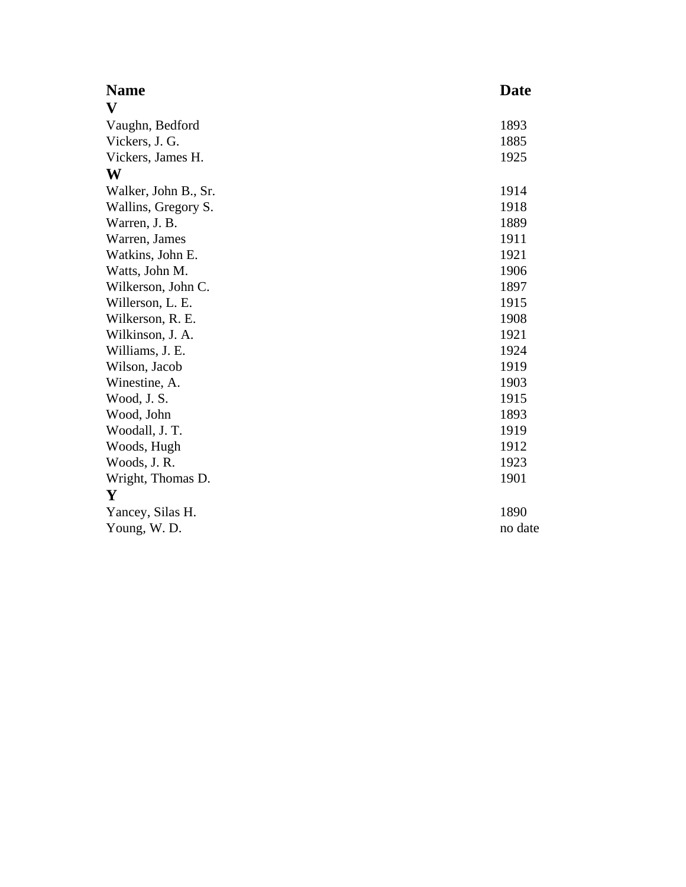| Name | Date |
|---|---|
| **V** | |
| Vaughn, Bedford | 1893 |
| Vickers, J. G. | 1885 |
| Vickers, James H. | 1925 |
| **W** | |
| Walker, John B., Sr. | 1914 |
| Wallins, Gregory S. | 1918 |
| Warren, J. B. | 1889 |
| Warren, James | 1911 |
| Watkins, John E. | 1921 |
| Watts, John M. | 1906 |
| Wilkerson, John C. | 1897 |
| Willerson, L. E. | 1915 |
| Wilkerson, R. E. | 1908 |
| Wilkinson, J. A. | 1921 |
| Williams, J. E. | 1924 |
| Wilson, Jacob | 1919 |
| Winestine, A. | 1903 |
| Wood, J. S. | 1915 |
| Wood, John | 1893 |
| Woodall, J. T. | 1919 |
| Woods, Hugh | 1912 |
| Woods, J. R. | 1923 |
| Wright, Thomas D. | 1901 |
| **Y** | |
| Yancey, Silas H. | 1890 |
| Young, W. D. | no date |